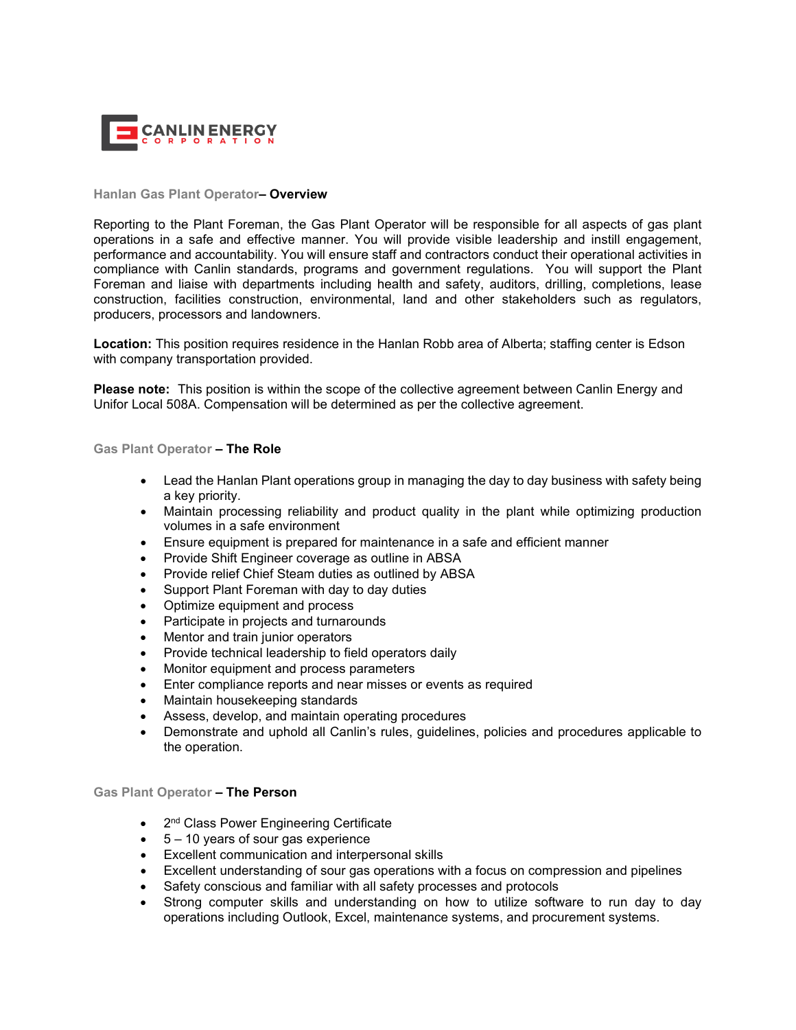CANLIN ENERGY CORPORATION

## Hanlan Gas Plant Operator– Overview

Reporting to the Plant Foreman, the Gas Plant Operator will be responsible for all aspects of gas plant operations in a safe and effective manner. You will provide visible leadership and instill engagement, performance and accountability. You will ensure staff and contractors conduct their operational activities in compliance with Canlin standards, programs and government regulations. You will support the Plant Foreman and liaise with departments including health and safety, auditors, drilling, completions, lease construction, facilities construction, environmental, land and other stakeholders such as regulators, producers, processors and landowners.

**Location:** This position requires residence in the Hanlan Robb area of Alberta; staffing center is Edson with company transportation provided.

**Please note:** This position is within the scope of the collective agreement between Canlin Energy and Unifor Local 508A. Compensation will be determined as per the collective agreement.

## Gas Plant Operator – The Role

- Lead the Hanlan Plant operations group in managing the day to day business with safety being a key priority.
- Maintain processing reliability and product quality in the plant while optimizing production volumes in a safe environment
- Ensure equipment is prepared for maintenance in a safe and efficient manner
- Provide Shift Engineer coverage as outline in ABSA
- Provide relief Chief Steam duties as outlined by ABSA
- Support Plant Foreman with day to day duties
- Optimize equipment and process
- Participate in projects and turnarounds
- Mentor and train junior operators
- Provide technical leadership to field operators daily
- Monitor equipment and process parameters
- Enter compliance reports and near misses or events as required
- Maintain housekeeping standards
- Assess, develop, and maintain operating procedures
- Demonstrate and uphold all Canlin's rules, guidelines, policies and procedures applicable to the operation.

## Gas Plant Operator – The Person

- 2nd Class Power Engineering Certificate
- 5 – 10 years of sour gas experience
- Excellent communication and interpersonal skills
- Excellent understanding of sour gas operations with a focus on compression and pipelines
- Safety conscious and familiar with all safety processes and protocols
- Strong computer skills and understanding on how to utilize software to run day to day operations including Outlook, Excel, maintenance systems, and procurement systems.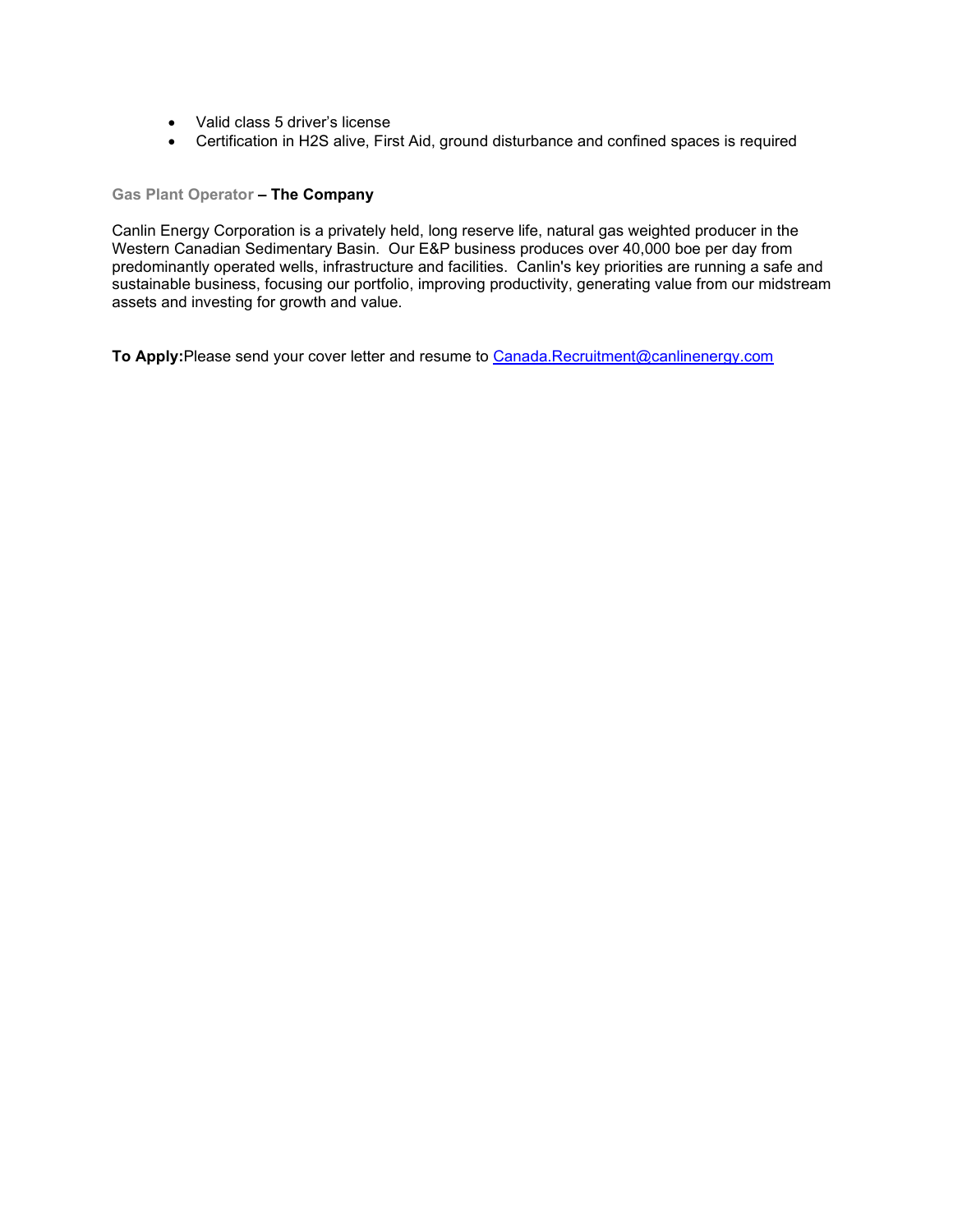- Valid class 5 driver's license
- Certification in H2S alive, First Aid, ground disturbance and confined spaces is required

**Gas Plant Operator – The Company**

Canlin Energy Corporation is a privately held, long reserve life, natural gas weighted producer in the Western Canadian Sedimentary Basin. Our E&P business produces over 40,000 boe per day from predominantly operated wells, infrastructure and facilities. Canlin's key priorities are running a safe and sustainable business, focusing our portfolio, improving productivity, generating value from our midstream assets and investing for growth and value.

**To Apply:**Please send your cover letter and resume to Canada.Recruitment@canlinenergy.com